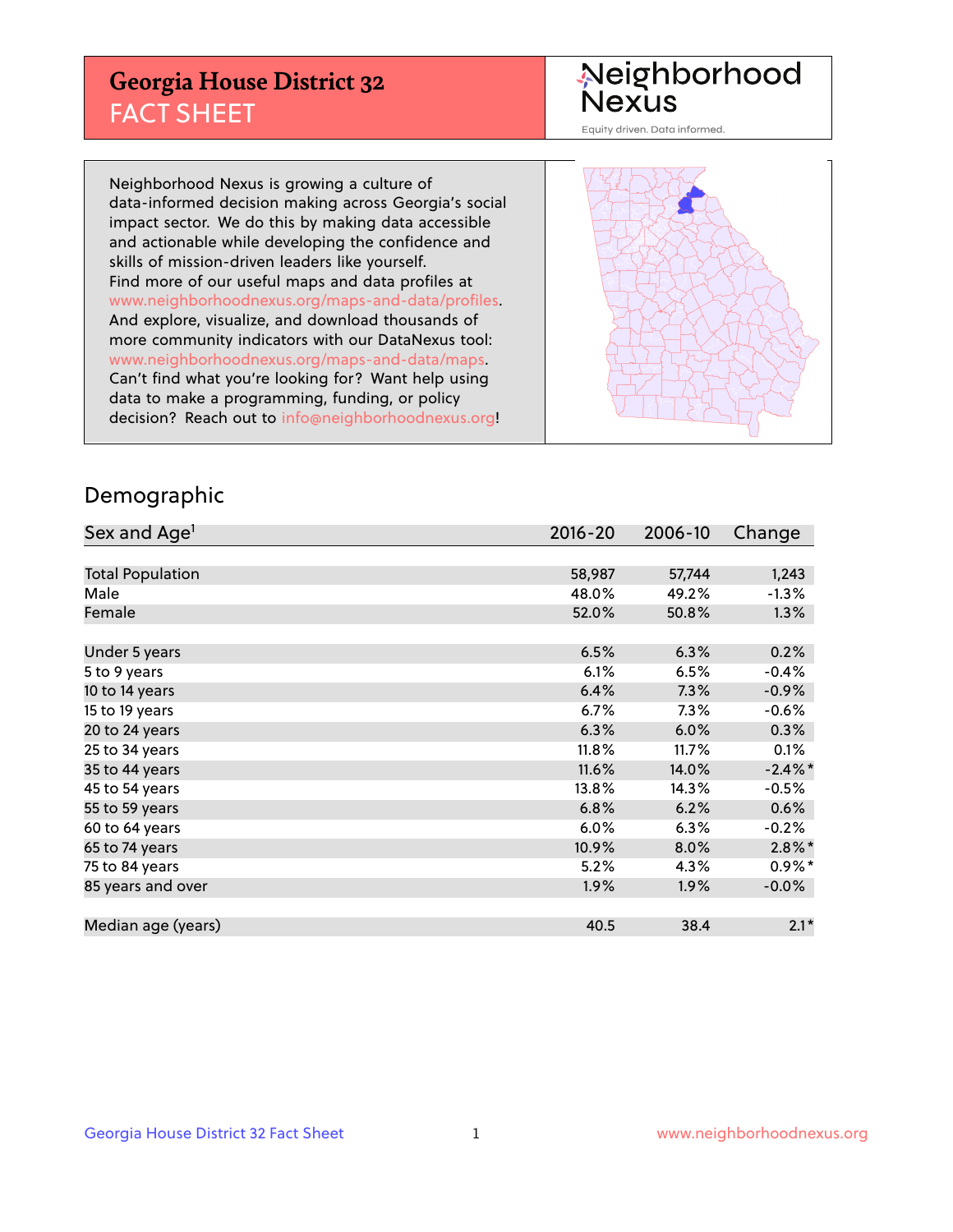# Georgia House District 32

## FACT SHEET

Neighborhood Nexus

Equity driven. Data informed.

Neighborhood Nexus is growing a culture of data-informed decision making across Georgia's social impact sector. We do this by making data accessible and actionable while developing the confidence and skills of mission-driven leaders like yourself. Find more of our useful maps and data profiles at www.neighborhoodnexus.org/maps-and-data/profiles. And explore, visualize, and download thousands of more community indicators with our DataNexus tool: www.neighborhoodnexus.org/maps-and-data/maps. Can't find what you're looking for? Want help using data to make a programming, funding, or policy decision? Reach out to info@neighborhoodnexus.org!

## Demographic

| Sex and Age[1] | 2016-20 | 2006-10 | Change |
|---|---|---|---|
| Total Population | 58,987 | 57,744 | 1,243 |
| Male | 48.0% | 49.2% | -1.3% |
| Female | 52.0% | 50.8% | 1.3% |
| | | | |
| Under 5 years | 6.5% | 6.3% | 0.2% |
| 5 to 9 years | 6.1% | 6.5% | -0.4% |
| 10 to 14 years | 6.4% | 7.3% | -0.9% |
| 15 to 19 years | 6.7% | 7.3% | -0.6% |
| 20 to 24 years | 6.3% | 6.0% | 0.3% |
| 25 to 34 years | 11.8% | 11.7% | 0.1% |
| 35 to 44 years | 11.6% | 14.0% | -2.4%* |
| 45 to 54 years | 13.8% | 14.3% | -0.5% |
| 55 to 59 years | 6.8% | 6.2% | 0.6% |
| 60 to 64 years | 6.0% | 6.3% | -0.2% |
| 65 to 74 years | 10.9% | 8.0% | 2.8%* |
| 75 to 84 years | 5.2% | 4.3% | 0.9%* |
| 85 years and over | 1.9% | 1.9% | -0.0% |
| | | | |
| Median age (years) | 40.5 | 38.4 | 2.1* |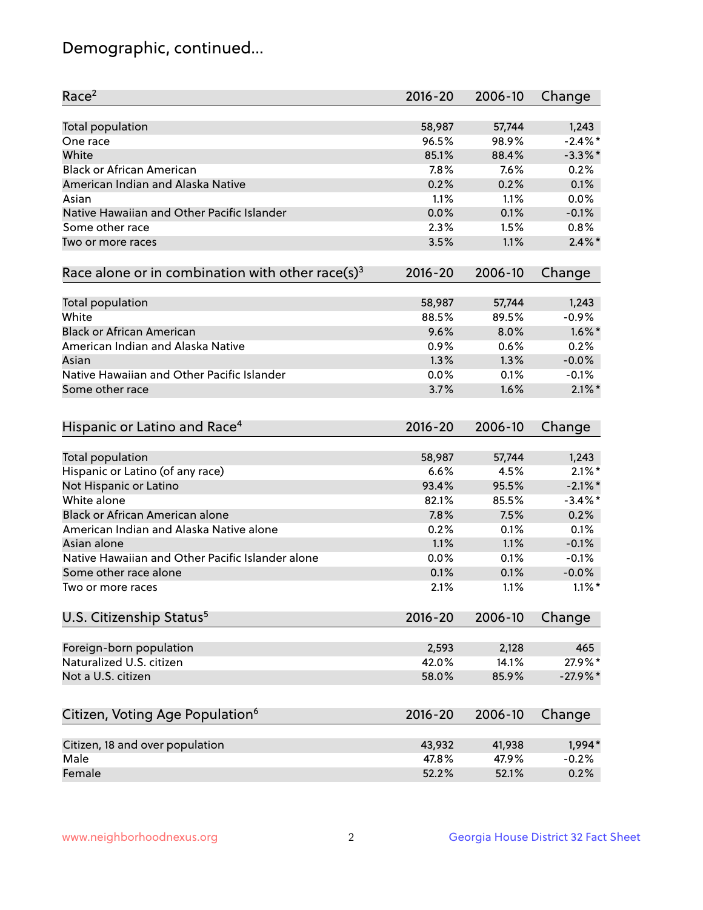# Demographic, continued...

| Race[2] | 2016-20 | 2006-10 | Change |
|---|---|---|---|
| Total population | 58,987 | 57,744 | 1,243 |
| One race | 96.5% | 98.9% | -2.4%* |
| White | 85.1% | 88.4% | -3.3%* |
| Black or African American | 7.8% | 7.6% | 0.2% |
| American Indian and Alaska Native | 0.2% | 0.2% | 0.1% |
| Asian | 1.1% | 1.1% | 0.0% |
| Native Hawaiian and Other Pacific Islander | 0.0% | 0.1% | -0.1% |
| Some other race | 2.3% | 1.5% | 0.8% |
| Two or more races | 3.5% | 1.1% | 2.4%* |

| Race alone or in combination with other race(s)[3] | 2016-20 | 2006-10 | Change |
|---|---|---|---|
| Total population | 58,987 | 57,744 | 1,243 |
| White | 88.5% | 89.5% | -0.9% |
| Black or African American | 9.6% | 8.0% | 1.6%* |
| American Indian and Alaska Native | 0.9% | 0.6% | 0.2% |
| Asian | 1.3% | 1.3% | -0.0% |
| Native Hawaiian and Other Pacific Islander | 0.0% | 0.1% | -0.1% |
| Some other race | 3.7% | 1.6% | 2.1%* |

| Hispanic or Latino and Race[4] | 2016-20 | 2006-10 | Change |
|---|---|---|---|
| Total population | 58,987 | 57,744 | 1,243 |
| Hispanic or Latino (of any race) | 6.6% | 4.5% | 2.1%* |
| Not Hispanic or Latino | 93.4% | 95.5% | -2.1%* |
| White alone | 82.1% | 85.5% | -3.4%* |
| Black or African American alone | 7.8% | 7.5% | 0.2% |
| American Indian and Alaska Native alone | 0.2% | 0.1% | 0.1% |
| Asian alone | 1.1% | 1.1% | -0.1% |
| Native Hawaiian and Other Pacific Islander alone | 0.0% | 0.1% | -0.1% |
| Some other race alone | 0.1% | 0.1% | -0.0% |
| Two or more races | 2.1% | 1.1% | 1.1%* |

| U.S. Citizenship Status[5] | 2016-20 | 2006-10 | Change |
|---|---|---|---|
| Foreign-born population | 2,593 | 2,128 | 465 |
| Naturalized U.S. citizen | 42.0% | 14.1% | 27.9%* |
| Not a U.S. citizen | 58.0% | 85.9% | -27.9%* |

| Citizen, Voting Age Population[6] | 2016-20 | 2006-10 | Change |
|---|---|---|---|
| Citizen, 18 and over population | 43,932 | 41,938 | 1,994* |
| Male | 47.8% | 47.9% | -0.2% |
| Female | 52.2% | 52.1% | 0.2% |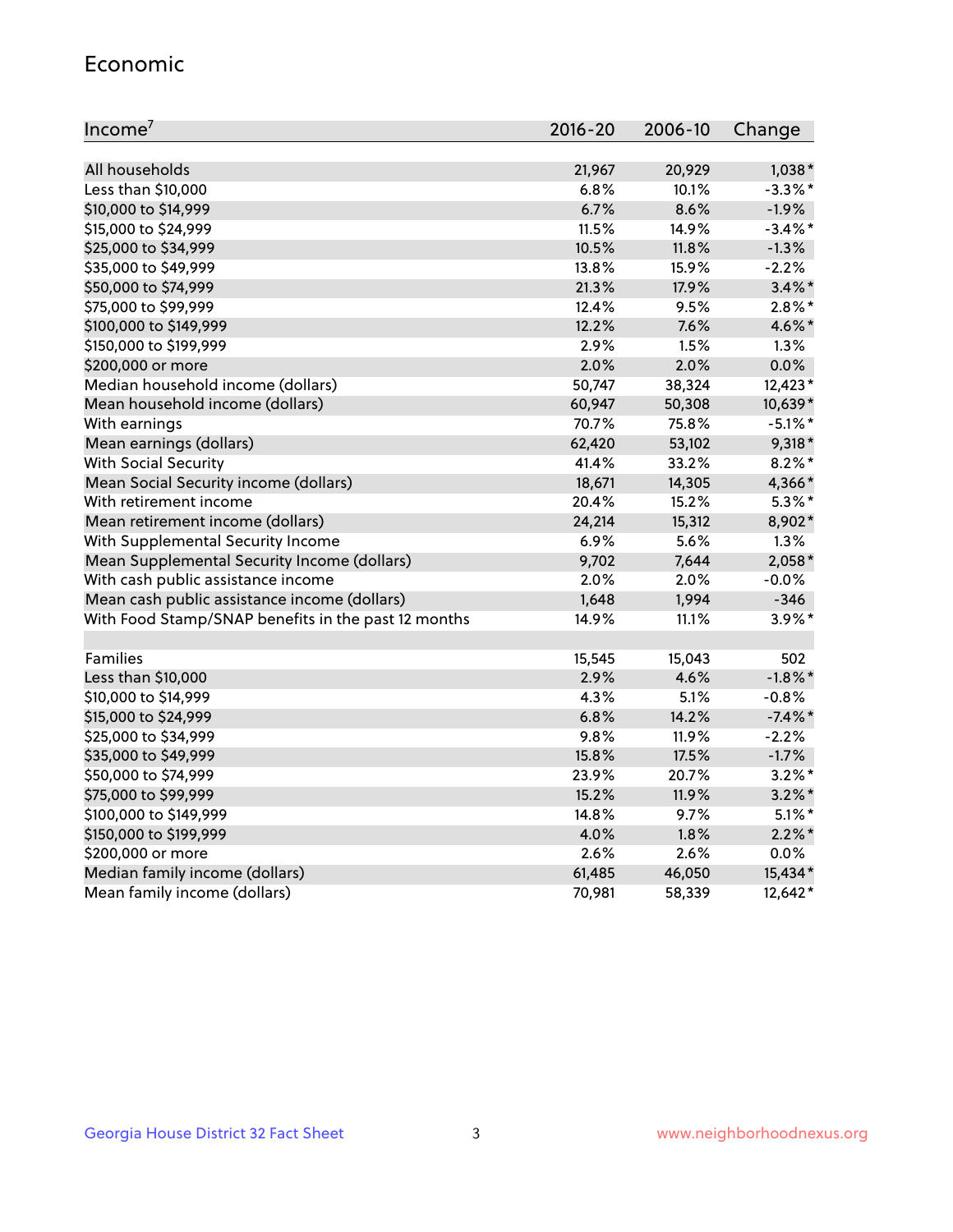## Economic

| Income[7] | 2016-20 | 2006-10 | Change |
|---|---|---|---|
| All households | 21,967 | 20,929 | 1,038* |
| Less than $10,000 | 6.8% | 10.1% | -3.3%* |
| $10,000 to $14,999 | 6.7% | 8.6% | -1.9% |
| $15,000 to $24,999 | 11.5% | 14.9% | -3.4%* |
| $25,000 to $34,999 | 10.5% | 11.8% | -1.3% |
| $35,000 to $49,999 | 13.8% | 15.9% | -2.2% |
| $50,000 to $74,999 | 21.3% | 17.9% | 3.4%* |
| $75,000 to $99,999 | 12.4% | 9.5% | 2.8%* |
| $100,000 to $149,999 | 12.2% | 7.6% | 4.6%* |
| $150,000 to $199,999 | 2.9% | 1.5% | 1.3% |
| $200,000 or more | 2.0% | 2.0% | 0.0% |
| Median household income (dollars) | 50,747 | 38,324 | 12,423* |
| Mean household income (dollars) | 60,947 | 50,308 | 10,639* |
| With earnings | 70.7% | 75.8% | -5.1%* |
| Mean earnings (dollars) | 62,420 | 53,102 | 9,318* |
| With Social Security | 41.4% | 33.2% | 8.2%* |
| Mean Social Security income (dollars) | 18,671 | 14,305 | 4,366* |
| With retirement income | 20.4% | 15.2% | 5.3%* |
| Mean retirement income (dollars) | 24,214 | 15,312 | 8,902* |
| With Supplemental Security Income | 6.9% | 5.6% | 1.3% |
| Mean Supplemental Security Income (dollars) | 9,702 | 7,644 | 2,058* |
| With cash public assistance income | 2.0% | 2.0% | -0.0% |
| Mean cash public assistance income (dollars) | 1,648 | 1,994 | -346 |
| With Food Stamp/SNAP benefits in the past 12 months | 14.9% | 11.1% | 3.9%* |
| | | | |
| Families | 15,545 | 15,043 | 502 |
| Less than $10,000 | 2.9% | 4.6% | -1.8%* |
| $10,000 to $14,999 | 4.3% | 5.1% | -0.8% |
| $15,000 to $24,999 | 6.8% | 14.2% | -7.4%* |
| $25,000 to $34,999 | 9.8% | 11.9% | -2.2% |
| $35,000 to $49,999 | 15.8% | 17.5% | -1.7% |
| $50,000 to $74,999 | 23.9% | 20.7% | 3.2%* |
| $75,000 to $99,999 | 15.2% | 11.9% | 3.2%* |
| $100,000 to $149,999 | 14.8% | 9.7% | 5.1%* |
| $150,000 to $199,999 | 4.0% | 1.8% | 2.2%* |
| $200,000 or more | 2.6% | 2.6% | 0.0% |
| Median family income (dollars) | 61,485 | 46,050 | 15,434* |
| Mean family income (dollars) | 70,981 | 58,339 | 12,642* |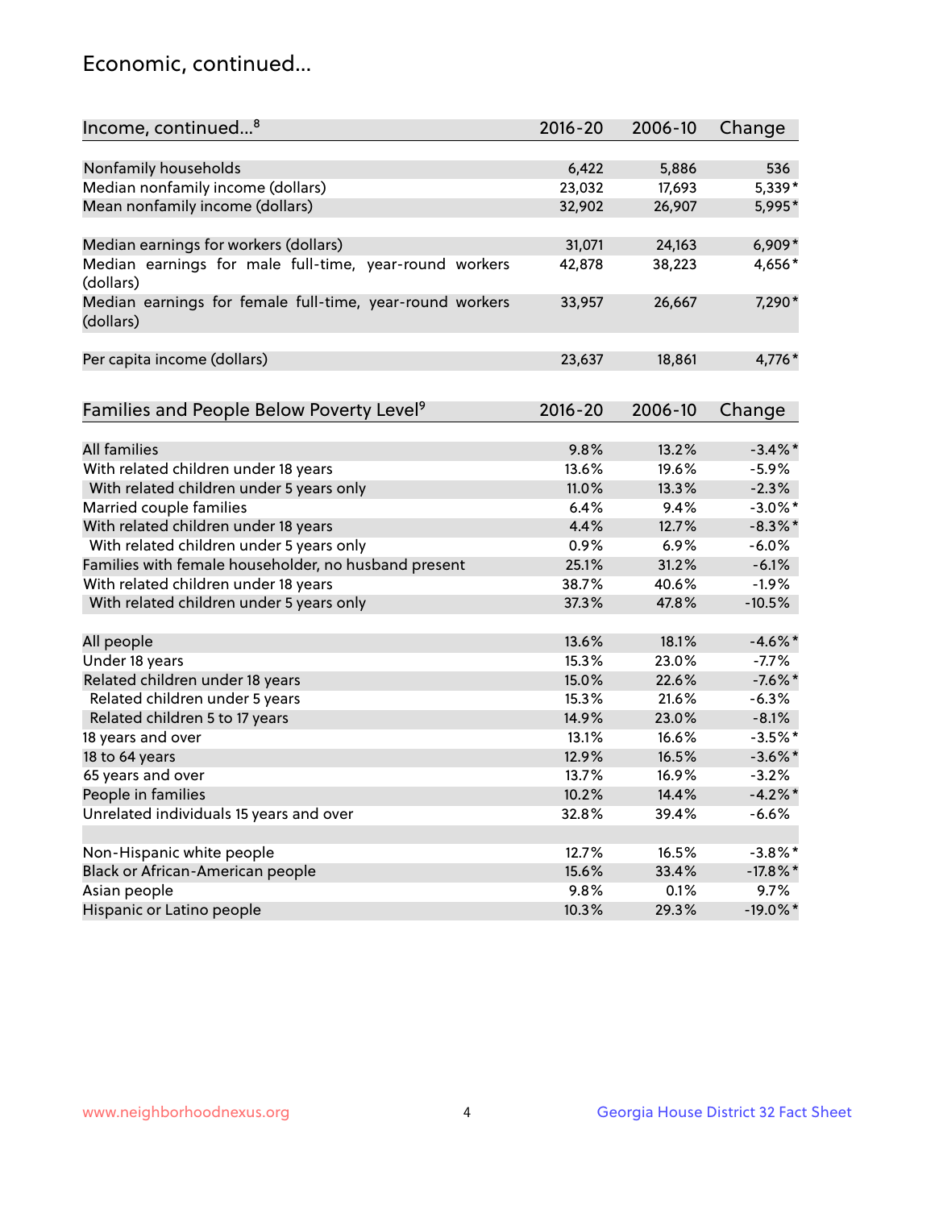# Economic, continued...

| Income, continued...[8] | 2016-20 | 2006-10 | Change |
|---|---|---|---|
| Nonfamily households | 6,422 | 5,886 | 536 |
| Median nonfamily income (dollars) | 23,032 | 17,693 | 5,339* |
| Mean nonfamily income (dollars) | 32,902 | 26,907 | 5,995* |
| Median earnings for workers (dollars) | 31,071 | 24,163 | 6,909* |
| Median earnings for male full-time, year-round workers (dollars) | 42,878 | 38,223 | 4,656* |
| Median earnings for female full-time, year-round workers (dollars) | 33,957 | 26,667 | 7,290* |
| Per capita income (dollars) | 23,637 | 18,861 | 4,776* |

| Families and People Below Poverty Level[9] | 2016-20 | 2006-10 | Change |
|---|---|---|---|
| All families | 9.8% | 13.2% | -3.4%* |
| With related children under 18 years | 13.6% | 19.6% | -5.9% |
| With related children under 5 years only | 11.0% | 13.3% | -2.3% |
| Married couple families | 6.4% | 9.4% | -3.0%* |
| With related children under 18 years | 4.4% | 12.7% | -8.3%* |
| With related children under 5 years only | 0.9% | 6.9% | -6.0% |
| Families with female householder, no husband present | 25.1% | 31.2% | -6.1% |
| With related children under 18 years | 38.7% | 40.6% | -1.9% |
| With related children under 5 years only | 37.3% | 47.8% | -10.5% |
| All people | 13.6% | 18.1% | -4.6%* |
| Under 18 years | 15.3% | 23.0% | -7.7% |
| Related children under 18 years | 15.0% | 22.6% | -7.6%* |
| Related children under 5 years | 15.3% | 21.6% | -6.3% |
| Related children 5 to 17 years | 14.9% | 23.0% | -8.1% |
| 18 years and over | 13.1% | 16.6% | -3.5%* |
| 18 to 64 years | 12.9% | 16.5% | -3.6%* |
| 65 years and over | 13.7% | 16.9% | -3.2% |
| People in families | 10.2% | 14.4% | -4.2%* |
| Unrelated individuals 15 years and over | 32.8% | 39.4% | -6.6% |
| Non-Hispanic white people | 12.7% | 16.5% | -3.8%* |
| Black or African-American people | 15.6% | 33.4% | -17.8%* |
| Asian people | 9.8% | 0.1% | 9.7% |
| Hispanic or Latino people | 10.3% | 29.3% | -19.0%* |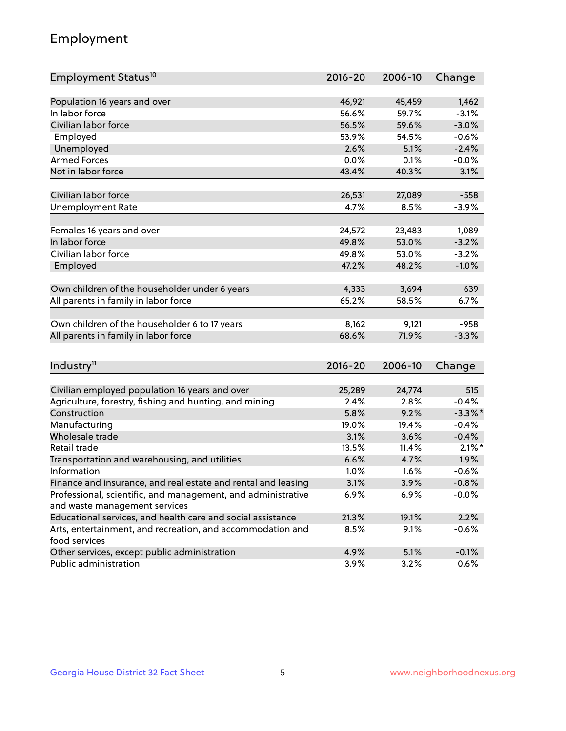# Employment

| Employment Status[10] | 2016-20 | 2006-10 | Change |
|---|---|---|---|
| Population 16 years and over | 46,921 | 45,459 | 1,462 |
| In labor force | 56.6% | 59.7% | -3.1% |
| Civilian labor force | 56.5% | 59.6% | -3.0% |
| Employed | 53.9% | 54.5% | -0.6% |
| Unemployed | 2.6% | 5.1% | -2.4% |
| Armed Forces | 0.0% | 0.1% | -0.0% |
| Not in labor force | 43.4% | 40.3% | 3.1% |
| | | | |
| Civilian labor force | 26,531 | 27,089 | -558 |
| Unemployment Rate | 4.7% | 8.5% | -3.9% |
| | | | |
| Females 16 years and over | 24,572 | 23,483 | 1,089 |
| In labor force | 49.8% | 53.0% | -3.2% |
| Civilian labor force | 49.8% | 53.0% | -3.2% |
| Employed | 47.2% | 48.2% | -1.0% |
| | | | |
| Own children of the householder under 6 years | 4,333 | 3,694 | 639 |
| All parents in family in labor force | 65.2% | 58.5% | 6.7% |
| | | | |
| Own children of the householder 6 to 17 years | 8,162 | 9,121 | -958 |
| All parents in family in labor force | 68.6% | 71.9% | -3.3% |

| Industry[11] | 2016-20 | 2006-10 | Change |
|---|---|---|---|
| Civilian employed population 16 years and over | 25,289 | 24,774 | 515 |
| Agriculture, forestry, fishing and hunting, and mining | 2.4% | 2.8% | -0.4% |
| Construction | 5.8% | 9.2% | -3.3%* |
| Manufacturing | 19.0% | 19.4% | -0.4% |
| Wholesale trade | 3.1% | 3.6% | -0.4% |
| Retail trade | 13.5% | 11.4% | 2.1%* |
| Transportation and warehousing, and utilities | 6.6% | 4.7% | 1.9% |
| Information | 1.0% | 1.6% | -0.6% |
| Finance and insurance, and real estate and rental and leasing | 3.1% | 3.9% | -0.8% |
| Professional, scientific, and management, and administrative and waste management services | 6.9% | 6.9% | -0.0% |
| Educational services, and health care and social assistance | 21.3% | 19.1% | 2.2% |
| Arts, entertainment, and recreation, and accommodation and food services | 8.5% | 9.1% | -0.6% |
| Other services, except public administration | 4.9% | 5.1% | -0.1% |
| Public administration | 3.9% | 3.2% | 0.6% |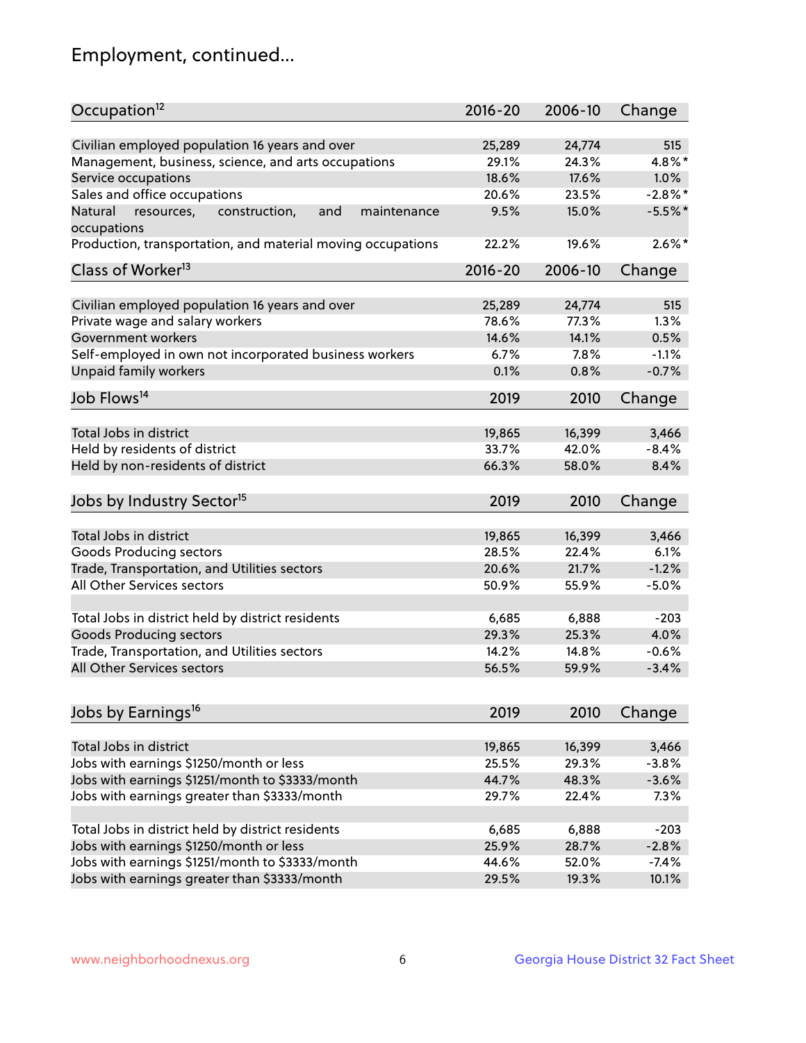# Employment, continued...

| Occupation[12] | 2016-20 | 2006-10 | Change |
|---|---|---|---|
| Civilian employed population 16 years and over | 25,289 | 24,774 | 515 |
| Management, business, science, and arts occupations | 29.1% | 24.3% | 4.8%* |
| Service occupations | 18.6% | 17.6% | 1.0% |
| Sales and office occupations | 20.6% | 23.5% | -2.8%* |
| Natural resources, construction, and maintenance occupations | 9.5% | 15.0% | -5.5%* |
| Production, transportation, and material moving occupations | 22.2% | 19.6% | 2.6%* |

| Class of Worker[13] | 2016-20 | 2006-10 | Change |
|---|---|---|---|
| Civilian employed population 16 years and over | 25,289 | 24,774 | 515 |
| Private wage and salary workers | 78.6% | 77.3% | 1.3% |
| Government workers | 14.6% | 14.1% | 0.5% |
| Self-employed in own not incorporated business workers | 6.7% | 7.8% | -1.1% |
| Unpaid family workers | 0.1% | 0.8% | -0.7% |

| Job Flows[14] | 2019 | 2010 | Change |
|---|---|---|---|
| Total Jobs in district | 19,865 | 16,399 | 3,466 |
| Held by residents of district | 33.7% | 42.0% | -8.4% |
| Held by non-residents of district | 66.3% | 58.0% | 8.4% |

| Jobs by Industry Sector[15] | 2019 | 2010 | Change |
|---|---|---|---|
| Total Jobs in district | 19,865 | 16,399 | 3,466 |
| Goods Producing sectors | 28.5% | 22.4% | 6.1% |
| Trade, Transportation, and Utilities sectors | 20.6% | 21.7% | -1.2% |
| All Other Services sectors | 50.9% | 55.9% | -5.0% |
| | | | |
| Total Jobs in district held by district residents | 6,685 | 6,888 | -203 |
| Goods Producing sectors | 29.3% | 25.3% | 4.0% |
| Trade, Transportation, and Utilities sectors | 14.2% | 14.8% | -0.6% |
| All Other Services sectors | 56.5% | 59.9% | -3.4% |

| Jobs by Earnings[16] | 2019 | 2010 | Change |
|---|---|---|---|
| Total Jobs in district | 19,865 | 16,399 | 3,466 |
| Jobs with earnings $1250/month or less | 25.5% | 29.3% | -3.8% |
| Jobs with earnings $1251/month to $3333/month | 44.7% | 48.3% | -3.6% |
| Jobs with earnings greater than $3333/month | 29.7% | 22.4% | 7.3% |
| | | | |
| Total Jobs in district held by district residents | 6,685 | 6,888 | -203 |
| Jobs with earnings $1250/month or less | 25.9% | 28.7% | -2.8% |
| Jobs with earnings $1251/month to $3333/month | 44.6% | 52.0% | -7.4% |
| Jobs with earnings greater than $3333/month | 29.5% | 19.3% | 10.1% |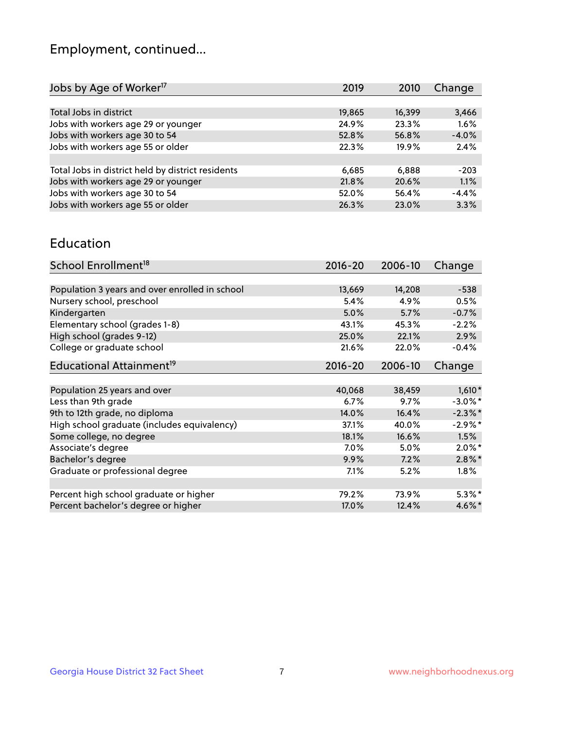## Employment, continued...

| Jobs by Age of Worker[17] | 2019 | 2010 | Change |
|---|---|---|---|
| | | | |
| Total Jobs in district | 19,865 | 16,399 | 3,466 |
| Jobs with workers age 29 or younger | 24.9% | 23.3% | 1.6% |
| Jobs with workers age 30 to 54 | 52.8% | 56.8% | -4.0% |
| Jobs with workers age 55 or older | 22.3% | 19.9% | 2.4% |
| | | | |
| Total Jobs in district held by district residents | 6,685 | 6,888 | -203 |
| Jobs with workers age 29 or younger | 21.8% | 20.6% | 1.1% |
| Jobs with workers age 30 to 54 | 52.0% | 56.4% | -4.4% |
| Jobs with workers age 55 or older | 26.3% | 23.0% | 3.3% |

## Education

| School Enrollment[18] | 2016-20 | 2006-10 | Change |
|---|---|---|---|
| | | | |
| Population 3 years and over enrolled in school | 13,669 | 14,208 | -538 |
| Nursery school, preschool | 5.4% | 4.9% | 0.5% |
| Kindergarten | 5.0% | 5.7% | -0.7% |
| Elementary school (grades 1-8) | 43.1% | 45.3% | -2.2% |
| High school (grades 9-12) | 25.0% | 22.1% | 2.9% |
| College or graduate school | 21.6% | 22.0% | -0.4% |

| Educational Attainment[19] | 2016-20 | 2006-10 | Change |
|---|---|---|---|
| | | | |
| Population 25 years and over | 40,068 | 38,459 | 1,610* |
| Less than 9th grade | 6.7% | 9.7% | -3.0%* |
| 9th to 12th grade, no diploma | 14.0% | 16.4% | -2.3%* |
| High school graduate (includes equivalency) | 37.1% | 40.0% | -2.9%* |
| Some college, no degree | 18.1% | 16.6% | 1.5% |
| Associate's degree | 7.0% | 5.0% | 2.0%* |
| Bachelor's degree | 9.9% | 7.2% | 2.8%* |
| Graduate or professional degree | 7.1% | 5.2% | 1.8% |
| | | | |
| Percent high school graduate or higher | 79.2% | 73.9% | 5.3%* |
| Percent bachelor's degree or higher | 17.0% | 12.4% | 4.6%* |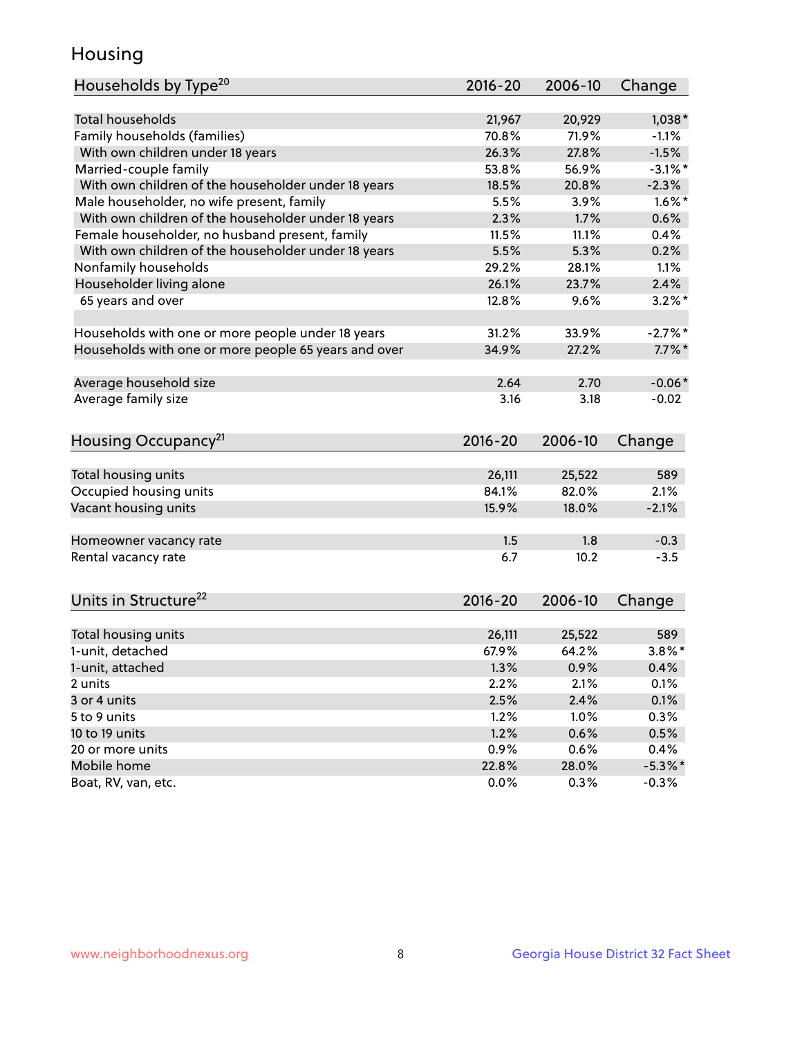# Housing

| Households by Type[20] | 2016-20 | 2006-10 | Change |
|---|---|---|---|
| Total households | 21,967 | 20,929 | 1,038* |
| Family households (families) | 70.8% | 71.9% | -1.1% |
| With own children under 18 years | 26.3% | 27.8% | -1.5% |
| Married-couple family | 53.8% | 56.9% | -3.1%* |
| With own children of the householder under 18 years | 18.5% | 20.8% | -2.3% |
| Male householder, no wife present, family | 5.5% | 3.9% | 1.6%* |
| With own children of the householder under 18 years | 2.3% | 1.7% | 0.6% |
| Female householder, no husband present, family | 11.5% | 11.1% | 0.4% |
| With own children of the householder under 18 years | 5.5% | 5.3% | 0.2% |
| Nonfamily households | 29.2% | 28.1% | 1.1% |
| Householder living alone | 26.1% | 23.7% | 2.4% |
| 65 years and over | 12.8% | 9.6% | 3.2%* |
| | | | |
| Households with one or more people under 18 years | 31.2% | 33.9% | -2.7%* |
| Households with one or more people 65 years and over | 34.9% | 27.2% | 7.7%* |
| | | | |
| Average household size | 2.64 | 2.70 | -0.06* |
| Average family size | 3.16 | 3.18 | -0.02 |

| Housing Occupancy[21] | 2016-20 | 2006-10 | Change |
|---|---|---|---|
| Total housing units | 26,111 | 25,522 | 589 |
| Occupied housing units | 84.1% | 82.0% | 2.1% |
| Vacant housing units | 15.9% | 18.0% | -2.1% |
| | | | |
| Homeowner vacancy rate | 1.5 | 1.8 | -0.3 |
| Rental vacancy rate | 6.7 | 10.2 | -3.5 |

| Units in Structure[22] | 2016-20 | 2006-10 | Change |
|---|---|---|---|
| Total housing units | 26,111 | 25,522 | 589 |
| 1-unit, detached | 67.9% | 64.2% | 3.8%* |
| 1-unit, attached | 1.3% | 0.9% | 0.4% |
| 2 units | 2.2% | 2.1% | 0.1% |
| 3 or 4 units | 2.5% | 2.4% | 0.1% |
| 5 to 9 units | 1.2% | 1.0% | 0.3% |
| 10 to 19 units | 1.2% | 0.6% | 0.5% |
| 20 or more units | 0.9% | 0.6% | 0.4% |
| Mobile home | 22.8% | 28.0% | -5.3%* |
| Boat, RV, van, etc. | 0.0% | 0.3% | -0.3% |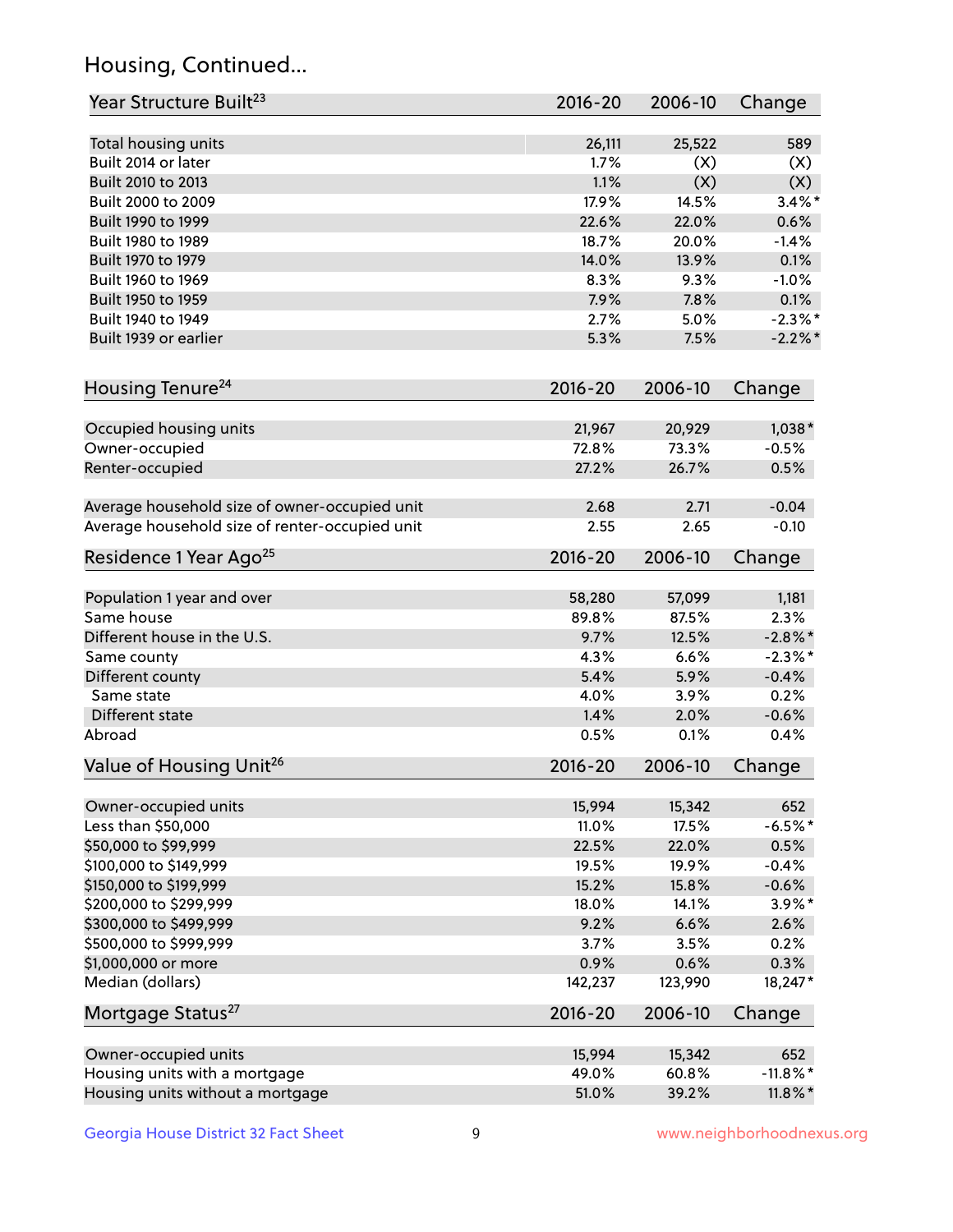# Housing, Continued...

| Year Structure Built[23] | 2016-20 | 2006-10 | Change |
|---|---|---|---|
| Total housing units | 26,111 | 25,522 | 589 |
| Built 2014 or later | 1.7% | (X) | (X) |
| Built 2010 to 2013 | 1.1% | (X) | (X) |
| Built 2000 to 2009 | 17.9% | 14.5% | 3.4%* |
| Built 1990 to 1999 | 22.6% | 22.0% | 0.6% |
| Built 1980 to 1989 | 18.7% | 20.0% | -1.4% |
| Built 1970 to 1979 | 14.0% | 13.9% | 0.1% |
| Built 1960 to 1969 | 8.3% | 9.3% | -1.0% |
| Built 1950 to 1959 | 7.9% | 7.8% | 0.1% |
| Built 1940 to 1949 | 2.7% | 5.0% | -2.3%* |
| Built 1939 or earlier | 5.3% | 7.5% | -2.2%* |

| Housing Tenure[24] | 2016-20 | 2006-10 | Change |
|---|---|---|---|
| Occupied housing units | 21,967 | 20,929 | 1,038* |
| Owner-occupied | 72.8% | 73.3% | -0.5% |
| Renter-occupied | 27.2% | 26.7% | 0.5% |
| Average household size of owner-occupied unit | 2.68 | 2.71 | -0.04 |
| Average household size of renter-occupied unit | 2.55 | 2.65 | -0.10 |

| Residence 1 Year Ago[25] | 2016-20 | 2006-10 | Change |
|---|---|---|---|
| Population 1 year and over | 58,280 | 57,099 | 1,181 |
| Same house | 89.8% | 87.5% | 2.3% |
| Different house in the U.S. | 9.7% | 12.5% | -2.8%* |
| Same county | 4.3% | 6.6% | -2.3%* |
| Different county | 5.4% | 5.9% | -0.4% |
| Same state | 4.0% | 3.9% | 0.2% |
| Different state | 1.4% | 2.0% | -0.6% |
| Abroad | 0.5% | 0.1% | 0.4% |

| Value of Housing Unit[26] | 2016-20 | 2006-10 | Change |
|---|---|---|---|
| Owner-occupied units | 15,994 | 15,342 | 652 |
| Less than $50,000 | 11.0% | 17.5% | -6.5%* |
| $50,000 to $99,999 | 22.5% | 22.0% | 0.5% |
| $100,000 to $149,999 | 19.5% | 19.9% | -0.4% |
| $150,000 to $199,999 | 15.2% | 15.8% | -0.6% |
| $200,000 to $299,999 | 18.0% | 14.1% | 3.9%* |
| $300,000 to $499,999 | 9.2% | 6.6% | 2.6% |
| $500,000 to $999,999 | 3.7% | 3.5% | 0.2% |
| $1,000,000 or more | 0.9% | 0.6% | 0.3% |
| Median (dollars) | 142,237 | 123,990 | 18,247* |

| Mortgage Status[27] | 2016-20 | 2006-10 | Change |
|---|---|---|---|
| Owner-occupied units | 15,994 | 15,342 | 652 |
| Housing units with a mortgage | 49.0% | 60.8% | -11.8%* |
| Housing units without a mortgage | 51.0% | 39.2% | 11.8%* |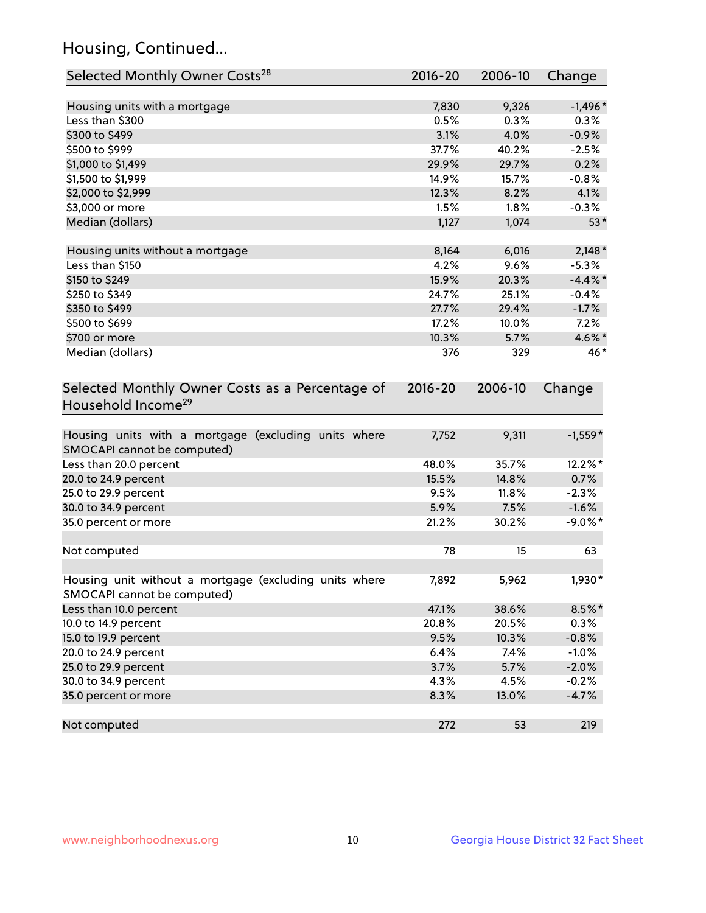## Housing, Continued...

| Selected Monthly Owner Costs[28] | 2016-20 | 2006-10 | Change |
|---|---|---|---|
| Housing units with a mortgage | 7,830 | 9,326 | -1,496* |
| Less than $300 | 0.5% | 0.3% | 0.3% |
| $300 to $499 | 3.1% | 4.0% | -0.9% |
| $500 to $999 | 37.7% | 40.2% | -2.5% |
| $1,000 to $1,499 | 29.9% | 29.7% | 0.2% |
| $1,500 to $1,999 | 14.9% | 15.7% | -0.8% |
| $2,000 to $2,999 | 12.3% | 8.2% | 4.1% |
| $3,000 or more | 1.5% | 1.8% | -0.3% |
| Median (dollars) | 1,127 | 1,074 | 53* |
| | | | |
| Housing units without a mortgage | 8,164 | 6,016 | 2,148* |
| Less than $150 | 4.2% | 9.6% | -5.3% |
| $150 to $249 | 15.9% | 20.3% | -4.4%* |
| $250 to $349 | 24.7% | 25.1% | -0.4% |
| $350 to $499 | 27.7% | 29.4% | -1.7% |
| $500 to $699 | 17.2% | 10.0% | 7.2% |
| $700 or more | 10.3% | 5.7% | 4.6%* |
| Median (dollars) | 376 | 329 | 46* |

| Selected Monthly Owner Costs as a Percentage of Household Income[29] | 2016-20 | 2006-10 | Change |
|---|---|---|---|
| Housing units with a mortgage (excluding units where SMOCAPI cannot be computed) | 7,752 | 9,311 | -1,559* |
| Less than 20.0 percent | 48.0% | 35.7% | 12.2%* |
| 20.0 to 24.9 percent | 15.5% | 14.8% | 0.7% |
| 25.0 to 29.9 percent | 9.5% | 11.8% | -2.3% |
| 30.0 to 34.9 percent | 5.9% | 7.5% | -1.6% |
| 35.0 percent or more | 21.2% | 30.2% | -9.0%* |
| | | | |
| Not computed | 78 | 15 | 63 |
| | | | |
| Housing unit without a mortgage (excluding units where SMOCAPI cannot be computed) | 7,892 | 5,962 | 1,930* |
| Less than 10.0 percent | 47.1% | 38.6% | 8.5%* |
| 10.0 to 14.9 percent | 20.8% | 20.5% | 0.3% |
| 15.0 to 19.9 percent | 9.5% | 10.3% | -0.8% |
| 20.0 to 24.9 percent | 6.4% | 7.4% | -1.0% |
| 25.0 to 29.9 percent | 3.7% | 5.7% | -2.0% |
| 30.0 to 34.9 percent | 4.3% | 4.5% | -0.2% |
| 35.0 percent or more | 8.3% | 13.0% | -4.7% |
| | | | |
| Not computed | 272 | 53 | 219 |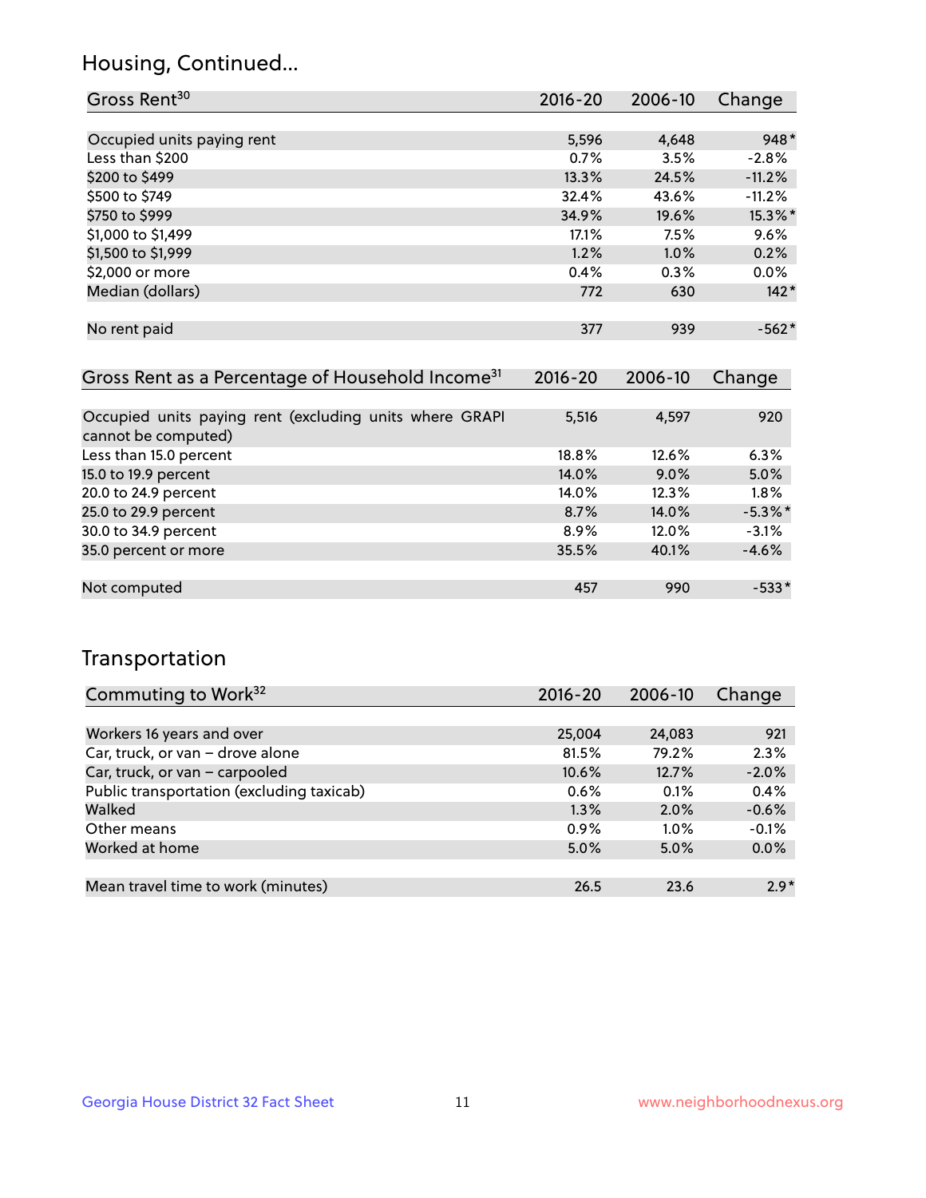## Housing, Continued...

| Gross Rent[30] | 2016-20 | 2006-10 | Change |
|---|---|---|---|
| Occupied units paying rent | 5,596 | 4,648 | 948* |
| Less than $200 | 0.7% | 3.5% | -2.8% |
| $200 to $499 | 13.3% | 24.5% | -11.2% |
| $500 to $749 | 32.4% | 43.6% | -11.2% |
| $750 to $999 | 34.9% | 19.6% | 15.3%* |
| $1,000 to $1,499 | 17.1% | 7.5% | 9.6% |
| $1,500 to $1,999 | 1.2% | 1.0% | 0.2% |
| $2,000 or more | 0.4% | 0.3% | 0.0% |
| Median (dollars) | 772 | 630 | 142* |
| No rent paid | 377 | 939 | -562* |

| Gross Rent as a Percentage of Household Income[31] | 2016-20 | 2006-10 | Change |
|---|---|---|---|
| Occupied units paying rent (excluding units where GRAPI cannot be computed) | 5,516 | 4,597 | 920 |
| Less than 15.0 percent | 18.8% | 12.6% | 6.3% |
| 15.0 to 19.9 percent | 14.0% | 9.0% | 5.0% |
| 20.0 to 24.9 percent | 14.0% | 12.3% | 1.8% |
| 25.0 to 29.9 percent | 8.7% | 14.0% | -5.3%* |
| 30.0 to 34.9 percent | 8.9% | 12.0% | -3.1% |
| 35.0 percent or more | 35.5% | 40.1% | -4.6% |
| Not computed | 457 | 990 | -533* |

## Transportation

| Commuting to Work[32] | 2016-20 | 2006-10 | Change |
|---|---|---|---|
| Workers 16 years and over | 25,004 | 24,083 | 921 |
| Car, truck, or van – drove alone | 81.5% | 79.2% | 2.3% |
| Car, truck, or van – carpooled | 10.6% | 12.7% | -2.0% |
| Public transportation (excluding taxicab) | 0.6% | 0.1% | 0.4% |
| Walked | 1.3% | 2.0% | -0.6% |
| Other means | 0.9% | 1.0% | -0.1% |
| Worked at home | 5.0% | 5.0% | 0.0% |
| Mean travel time to work (minutes) | 26.5 | 23.6 | 2.9* |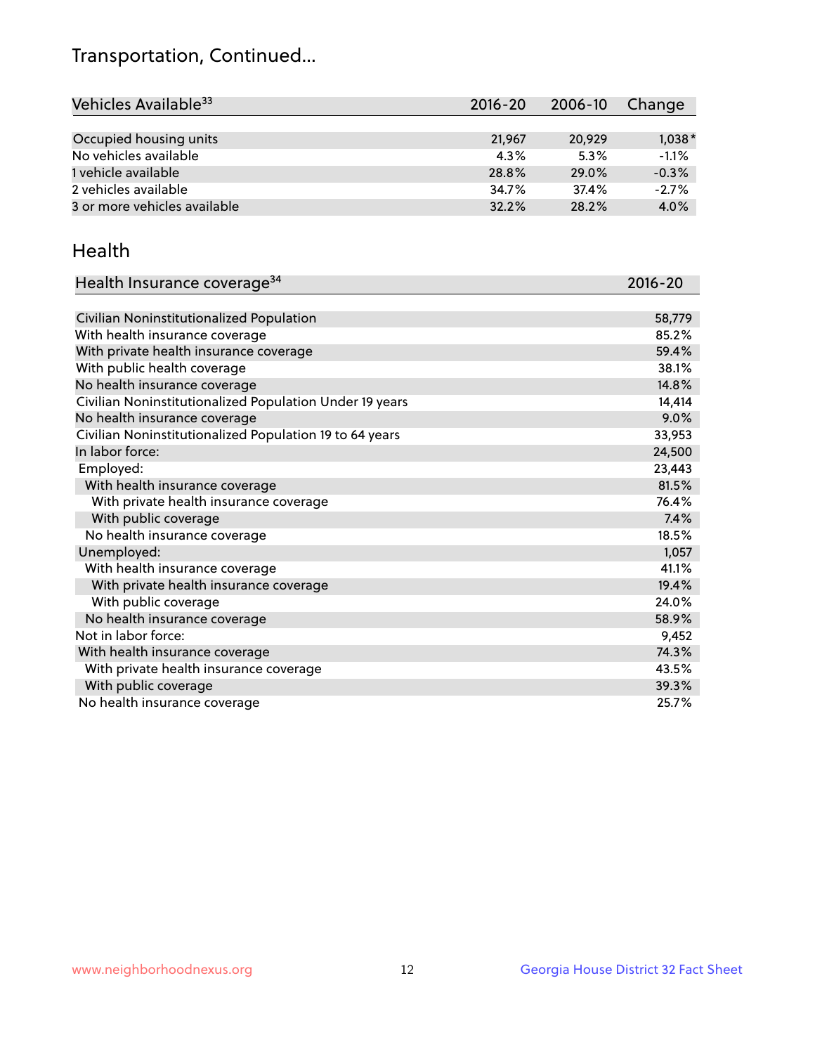# Transportation, Continued...

| Vehicles Available[33] | 2016-20 | 2006-10 | Change |
|---|---|---|---|
| Occupied housing units | 21,967 | 20,929 | 1,038* |
| No vehicles available | 4.3% | 5.3% | -1.1% |
| 1 vehicle available | 28.8% | 29.0% | -0.3% |
| 2 vehicles available | 34.7% | 37.4% | -2.7% |
| 3 or more vehicles available | 32.2% | 28.2% | 4.0% |

## Health

| Health Insurance coverage[34] | 2016-20 |
|---|---|
| Civilian Noninstitutionalized Population | 58,779 |
| With health insurance coverage | 85.2% |
| With private health insurance coverage | 59.4% |
| With public health coverage | 38.1% |
| No health insurance coverage | 14.8% |
| Civilian Noninstitutionalized Population Under 19 years | 14,414 |
| No health insurance coverage | 9.0% |
| Civilian Noninstitutionalized Population 19 to 64 years | 33,953 |
| In labor force: | 24,500 |
| Employed: | 23,443 |
| With health insurance coverage | 81.5% |
| With private health insurance coverage | 76.4% |
| With public coverage | 7.4% |
| No health insurance coverage | 18.5% |
| Unemployed: | 1,057 |
| With health insurance coverage | 41.1% |
| With private health insurance coverage | 19.4% |
| With public coverage | 24.0% |
| No health insurance coverage | 58.9% |
| Not in labor force: | 9,452 |
| With health insurance coverage | 74.3% |
| With private health insurance coverage | 43.5% |
| With public coverage | 39.3% |
| No health insurance coverage | 25.7% |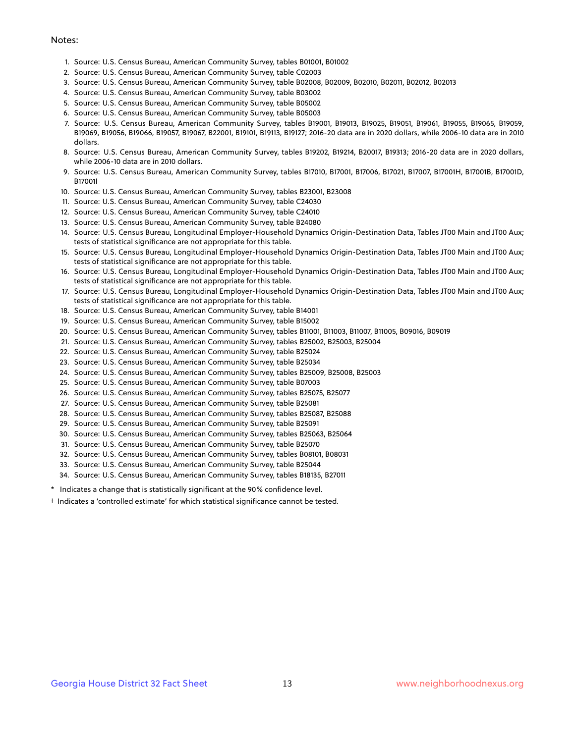Notes:

1. Source: U.S. Census Bureau, American Community Survey, tables B01001, B01002
2. Source: U.S. Census Bureau, American Community Survey, table C02003
3. Source: U.S. Census Bureau, American Community Survey, table B02008, B02009, B02010, B02011, B02012, B02013
4. Source: U.S. Census Bureau, American Community Survey, table B03002
5. Source: U.S. Census Bureau, American Community Survey, table B05002
6. Source: U.S. Census Bureau, American Community Survey, table B05003
7. Source: U.S. Census Bureau, American Community Survey, tables B19001, B19013, B19025, B19051, B19061, B19055, B19065, B19059, B19069, B19056, B19066, B19057, B19067, B22001, B19101, B19113, B19127; 2016-20 data are in 2020 dollars, while 2006-10 data are in 2010 dollars.
8. Source: U.S. Census Bureau, American Community Survey, tables B19202, B19214, B20017, B19313; 2016-20 data are in 2020 dollars, while 2006-10 data are in 2010 dollars.
9. Source: U.S. Census Bureau, American Community Survey, tables B17010, B17001, B17006, B17021, B17007, B17001H, B17001B, B17001D, B17001I
10. Source: U.S. Census Bureau, American Community Survey, tables B23001, B23008
11. Source: U.S. Census Bureau, American Community Survey, table C24030
12. Source: U.S. Census Bureau, American Community Survey, table C24010
13. Source: U.S. Census Bureau, American Community Survey, table B24080
14. Source: U.S. Census Bureau, Longitudinal Employer-Household Dynamics Origin-Destination Data, Tables JT00 Main and JT00 Aux; tests of statistical significance are not appropriate for this table.
15. Source: U.S. Census Bureau, Longitudinal Employer-Household Dynamics Origin-Destination Data, Tables JT00 Main and JT00 Aux; tests of statistical significance are not appropriate for this table.
16. Source: U.S. Census Bureau, Longitudinal Employer-Household Dynamics Origin-Destination Data, Tables JT00 Main and JT00 Aux; tests of statistical significance are not appropriate for this table.
17. Source: U.S. Census Bureau, Longitudinal Employer-Household Dynamics Origin-Destination Data, Tables JT00 Main and JT00 Aux; tests of statistical significance are not appropriate for this table.
18. Source: U.S. Census Bureau, American Community Survey, table B14001
19. Source: U.S. Census Bureau, American Community Survey, table B15002
20. Source: U.S. Census Bureau, American Community Survey, tables B11001, B11003, B11007, B11005, B09016, B09019
21. Source: U.S. Census Bureau, American Community Survey, tables B25002, B25003, B25004
22. Source: U.S. Census Bureau, American Community Survey, table B25024
23. Source: U.S. Census Bureau, American Community Survey, table B25034
24. Source: U.S. Census Bureau, American Community Survey, tables B25009, B25008, B25003
25. Source: U.S. Census Bureau, American Community Survey, table B07003
26. Source: U.S. Census Bureau, American Community Survey, tables B25075, B25077
27. Source: U.S. Census Bureau, American Community Survey, table B25081
28. Source: U.S. Census Bureau, American Community Survey, tables B25087, B25088
29. Source: U.S. Census Bureau, American Community Survey, table B25091
30. Source: U.S. Census Bureau, American Community Survey, tables B25063, B25064
31. Source: U.S. Census Bureau, American Community Survey, table B25070
32. Source: U.S. Census Bureau, American Community Survey, tables B08101, B08031
33. Source: U.S. Census Bureau, American Community Survey, table B25044
34. Source: U.S. Census Bureau, American Community Survey, tables B18135, B27011

\* Indicates a change that is statistically significant at the 90% confidence level.

† Indicates a 'controlled estimate' for which statistical significance cannot be tested.